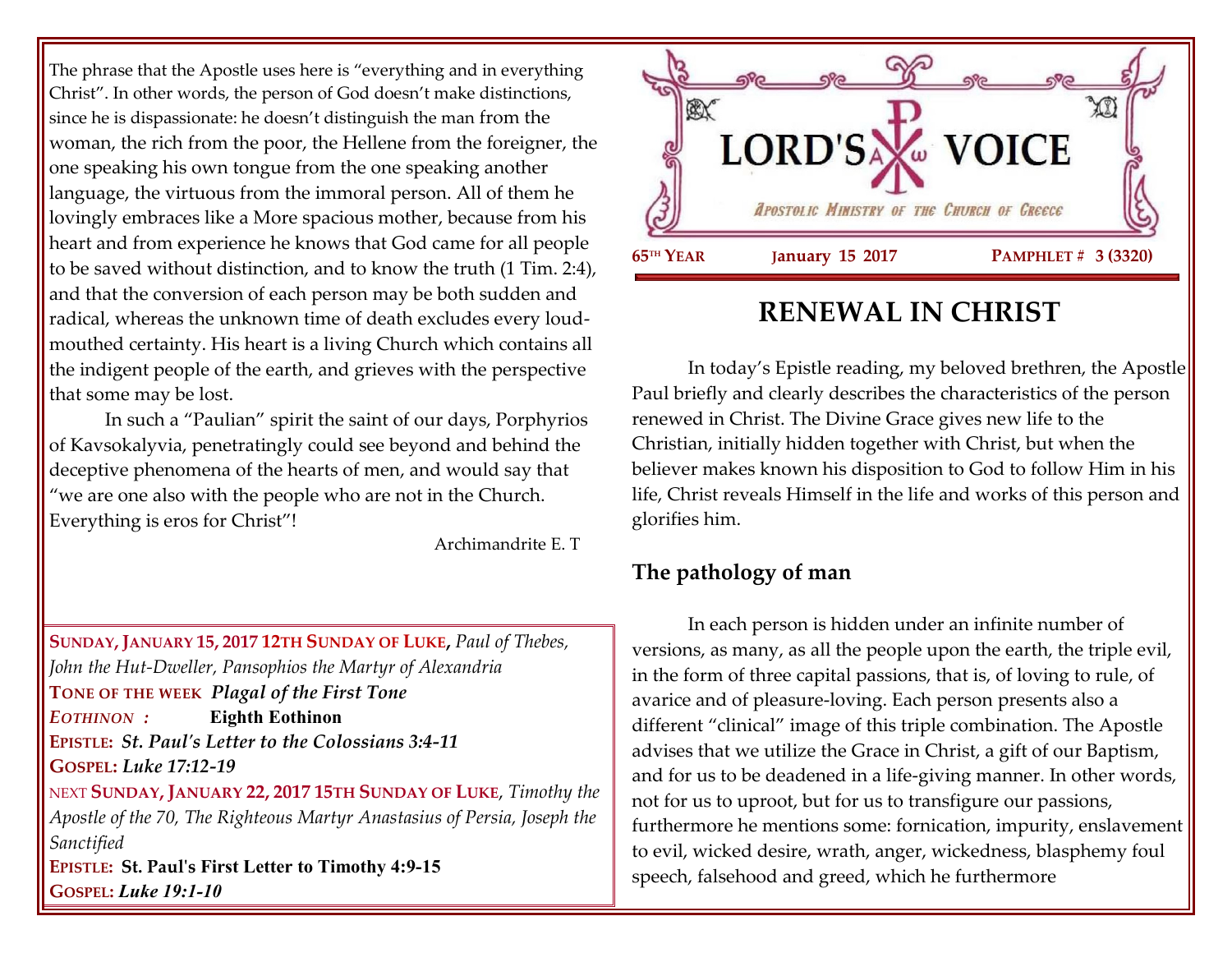The phrase that the Apostle uses here is "everything and in everything Christ". In other words, the person of God doesn't make distinctions, since he is dispassionate: he doesn't distinguish the man from the woman, the rich from the poor, the Hellene from the foreigner, the one speaking his own tongue from the one speaking another language, the virtuous from the immoral person. All of them he lovingly embraces like a More spacious mother, because from his heart and from experience he knows that God came for all people to be saved without distinction, and to know the truth (1 Tim. 2:4), and that the conversion of each person may be both sudden and radical, whereas the unknown time of death excludes every loud-mouthed certainty. His heart is a living Church which contains all the indigent people of the earth, and grieves with the perspective that some may be lost.

In such a "Paulian" spirit the saint of our days, Porphyrios of Kavsokalyvia, penetratingly could see beyond and behind the deceptive phenomena of the hearts of men, and would say that "we are one also with the people who are not in the Church. Everything is eros for Christ"!

Archimandrite E. T

**SUNDAY, JANUARY 15, 2017 12TH SUNDAY OF LUKE,** *Paul of Thebes, John the Hut-Dweller, Pansophios the Martyr of Alexandria*
**TONE OF THE WEEK** ***Plagal of the First Tone***
***EOTHINON :*** **Eighth Eothinon**
**EPISTLE:** ***St. Paul's Letter to the Colossians 3:4-11***
**GOSPEL:** ***Luke 17:12-19***
NEXT **SUNDAY, JANUARY 22, 2017 15TH SUNDAY OF LUKE**, *Timothy the Apostle of the 70, The Righteous Martyr Anastasius of Persia, Joseph the Sanctified*
**EPISTLE: St. Paul's First Letter to Timothy 4:9-15**
**GOSPEL:** ***Luke 19:1-10***

# LORD'S VOICE

*Apostolic Ministry of the Church of Greece*

**65TH YEAR** **January 15 2017** **PAMPHLET # 3 (3320)**

## RENEWAL IN CHRIST

In today's Epistle reading, my beloved brethren, the Apostle Paul briefly and clearly describes the characteristics of the person renewed in Christ. The Divine Grace gives new life to the Christian, initially hidden together with Christ, but when the believer makes known his disposition to God to follow Him in his life, Christ reveals Himself in the life and works of this person and glorifies him.

### The pathology of man

In each person is hidden under an infinite number of versions, as many, as all the people upon the earth, the triple evil, in the form of three capital passions, that is, of loving to rule, of avarice and of pleasure-loving. Each person presents also a different "clinical" image of this triple combination. The Apostle advises that we utilize the Grace in Christ, a gift of our Baptism, and for us to be deadened in a life-giving manner. In other words, not for us to uproot, but for us to transfigure our passions, furthermore he mentions some: fornication, impurity, enslavement to evil, wicked desire, wrath, anger, wickedness, blasphemy foul speech, falsehood and greed, which he furthermore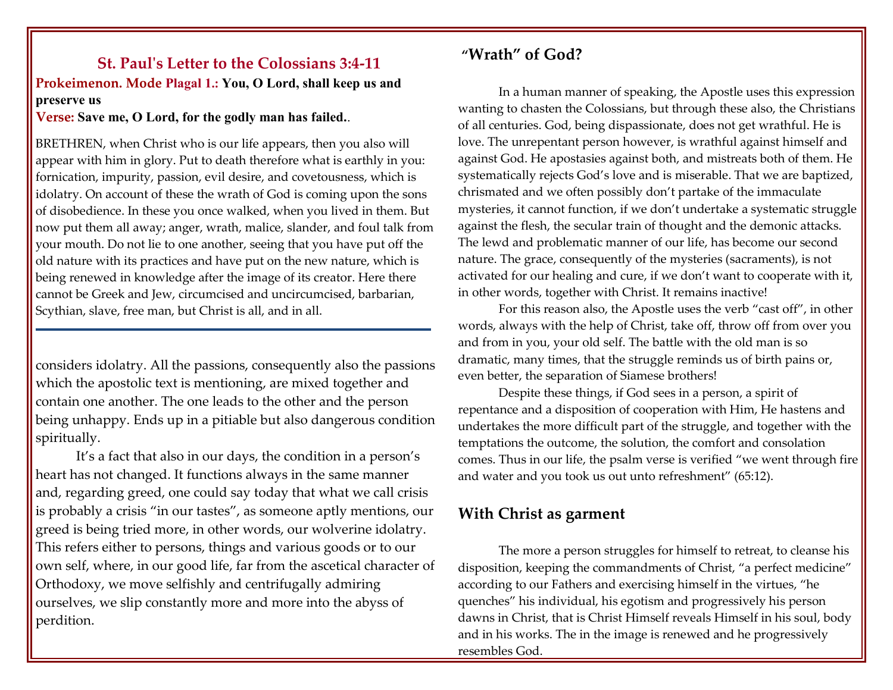## St. Paul's Letter to the Colossians 3:4-11

**Prokeimenon. Mode Plagal 1.: You, O Lord, shall keep us and preserve us**

**Verse: Save me, O Lord, for the godly man has failed.**.

BRETHREN, when Christ who is our life appears, then you also will appear with him in glory. Put to death therefore what is earthly in you: fornication, impurity, passion, evil desire, and covetousness, which is idolatry. On account of these the wrath of God is coming upon the sons of disobedience. In these you once walked, when you lived in them. But now put them all away; anger, wrath, malice, slander, and foul talk from your mouth. Do not lie to one another, seeing that you have put off the old nature with its practices and have put on the new nature, which is being renewed in knowledge after the image of its creator. Here there cannot be Greek and Jew, circumcised and uncircumcised, barbarian, Scythian, slave, free man, but Christ is all, and in all.

---

considers idolatry. All the passions, consequently also the passions which the apostolic text is mentioning, are mixed together and contain one another. The one leads to the other and the person being unhappy. Ends up in a pitiable but also dangerous condition spiritually.

It's a fact that also in our days, the condition in a person's heart has not changed. It functions always in the same manner and, regarding greed, one could say today that what we call crisis is probably a crisis "in our tastes", as someone aptly mentions, our greed is being tried more, in other words, our wolverine idolatry. This refers either to persons, things and various goods or to our own self, where, in our good life, far from the ascetical character of Orthodoxy, we move selfishly and centrifugally admiring ourselves, we slip constantly more and more into the abyss of perdition.

## "Wrath" of God?

In a human manner of speaking, the Apostle uses this expression wanting to chasten the Colossians, but through these also, the Christians of all centuries. God, being dispassionate, does not get wrathful. He is love. The unrepentant person however, is wrathful against himself and against God. He apostasies against both, and mistreats both of them. He systematically rejects God's love and is miserable. That we are baptized, chrismated and we often possibly don't partake of the immaculate mysteries, it cannot function, if we don't undertake a systematic struggle against the flesh, the secular train of thought and the demonic attacks. The lewd and problematic manner of our life, has become our second nature. The grace, consequently of the mysteries (sacraments), is not activated for our healing and cure, if we don't want to cooperate with it, in other words, together with Christ. It remains inactive!

For this reason also, the Apostle uses the verb "cast off", in other words, always with the help of Christ, take off, throw off from over you and from in you, your old self. The battle with the old man is so dramatic, many times, that the struggle reminds us of birth pains or, even better, the separation of Siamese brothers!

Despite these things, if God sees in a person, a spirit of repentance and a disposition of cooperation with Him, He hastens and undertakes the more difficult part of the struggle, and together with the temptations the outcome, the solution, the comfort and consolation comes. Thus in our life, the psalm verse is verified "we went through fire and water and you took us out unto refreshment" (65:12).

## With Christ as garment

The more a person struggles for himself to retreat, to cleanse his disposition, keeping the commandments of Christ, "a perfect medicine" according to our Fathers and exercising himself in the virtues, "he quenches" his individual, his egotism and progressively his person dawns in Christ, that is Christ Himself reveals Himself in his soul, body and in his works. The in the image is renewed and he progressively resembles God.